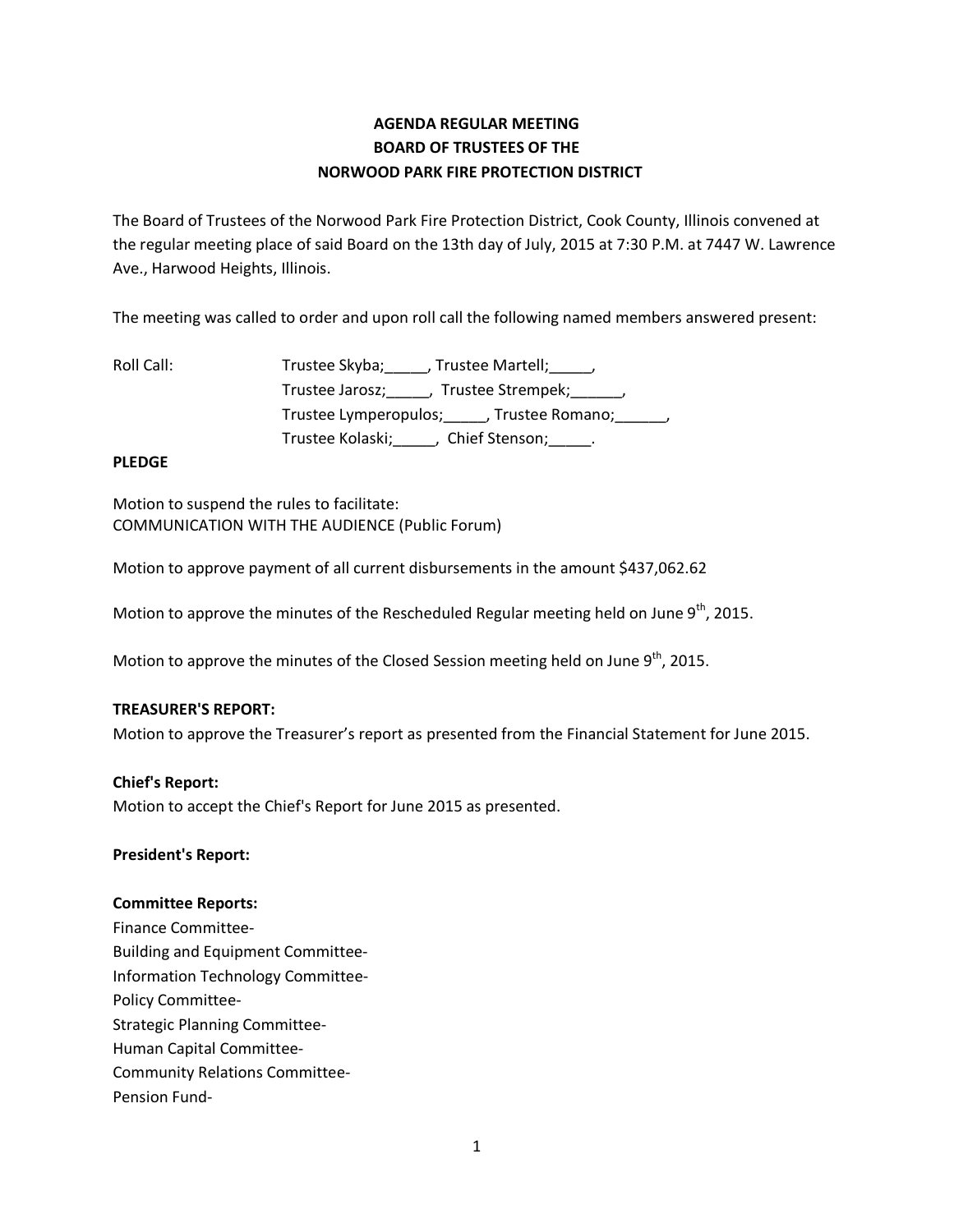**AGENDA REGULAR MEETING**
**BOARD OF TRUSTEES OF THE**
**NORWOOD PARK FIRE PROTECTION DISTRICT**

The Board of Trustees of the Norwood Park Fire Protection District, Cook County, Illinois convened at the regular meeting place of said Board on the 13th day of July, 2015 at 7:30 P.M. at 7447 W. Lawrence Ave., Harwood Heights, Illinois.

The meeting was called to order and upon roll call the following named members answered present:

Roll Call: Trustee Skyba;_____, Trustee Martell;_____,
Trustee Jarosz;_____, Trustee Strempek;______,
Trustee Lymperopulos;_____, Trustee Romano;______,
Trustee Kolaski;_____, Chief Stenson;_____.

**PLEDGE**

Motion to suspend the rules to facilitate:
COMMUNICATION WITH THE AUDIENCE (Public Forum)

Motion to approve payment of all current disbursements in the amount $437,062.62

Motion to approve the minutes of the Rescheduled Regular meeting held on June 9th, 2015.

Motion to approve the minutes of the Closed Session meeting held on June 9th, 2015.

**TREASURER'S REPORT:**
Motion to approve the Treasurer's report as presented from the Financial Statement for June 2015.

**Chief's Report:**
Motion to accept the Chief's Report for June 2015 as presented.

**President's Report:**

**Committee Reports:**
Finance Committee-
Building and Equipment Committee-
Information Technology Committee-
Policy Committee-
Strategic Planning Committee-
Human Capital Committee-
Community Relations Committee-
Pension Fund-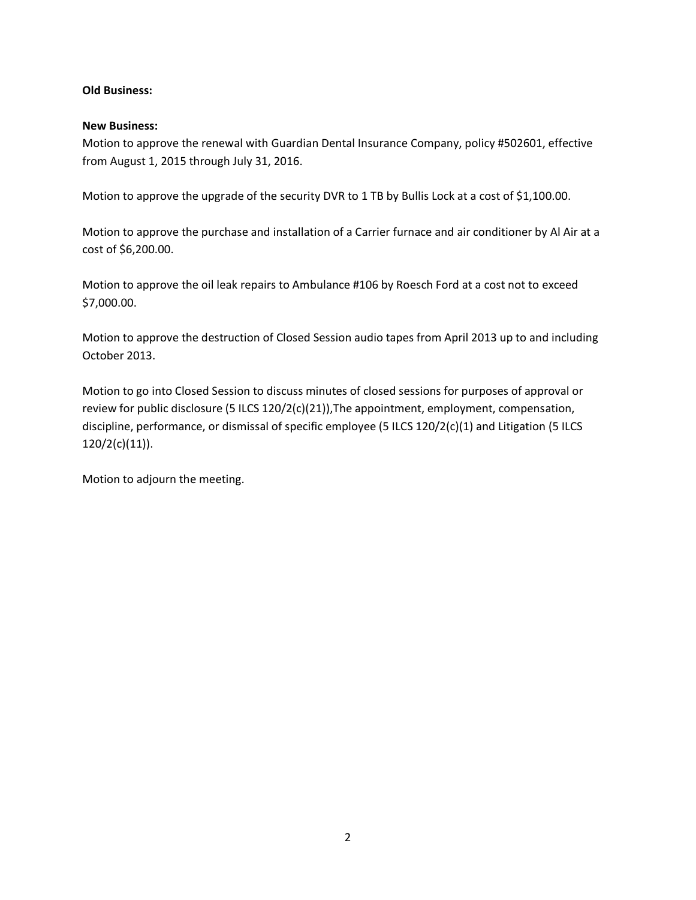**Old Business:**

**New Business:**

Motion to approve the renewal with Guardian Dental Insurance Company, policy #502601, effective from August 1, 2015 through July 31, 2016.

Motion to approve the upgrade of the security DVR to 1 TB by Bullis Lock at a cost of $1,100.00.

Motion to approve the purchase and installation of a Carrier furnace and air conditioner by Al Air at a cost of $6,200.00.

Motion to approve the oil leak repairs to Ambulance #106 by Roesch Ford at a cost not to exceed $7,000.00.

Motion to approve the destruction of Closed Session audio tapes from April 2013 up to and including October 2013.

Motion to go into Closed Session to discuss minutes of closed sessions for purposes of approval or review for public disclosure (5 ILCS 120/2(c)(21)),The appointment, employment, compensation, discipline, performance, or dismissal of specific employee (5 ILCS 120/2(c)(1) and Litigation (5 ILCS 120/2(c)(11)).

Motion to adjourn the meeting.